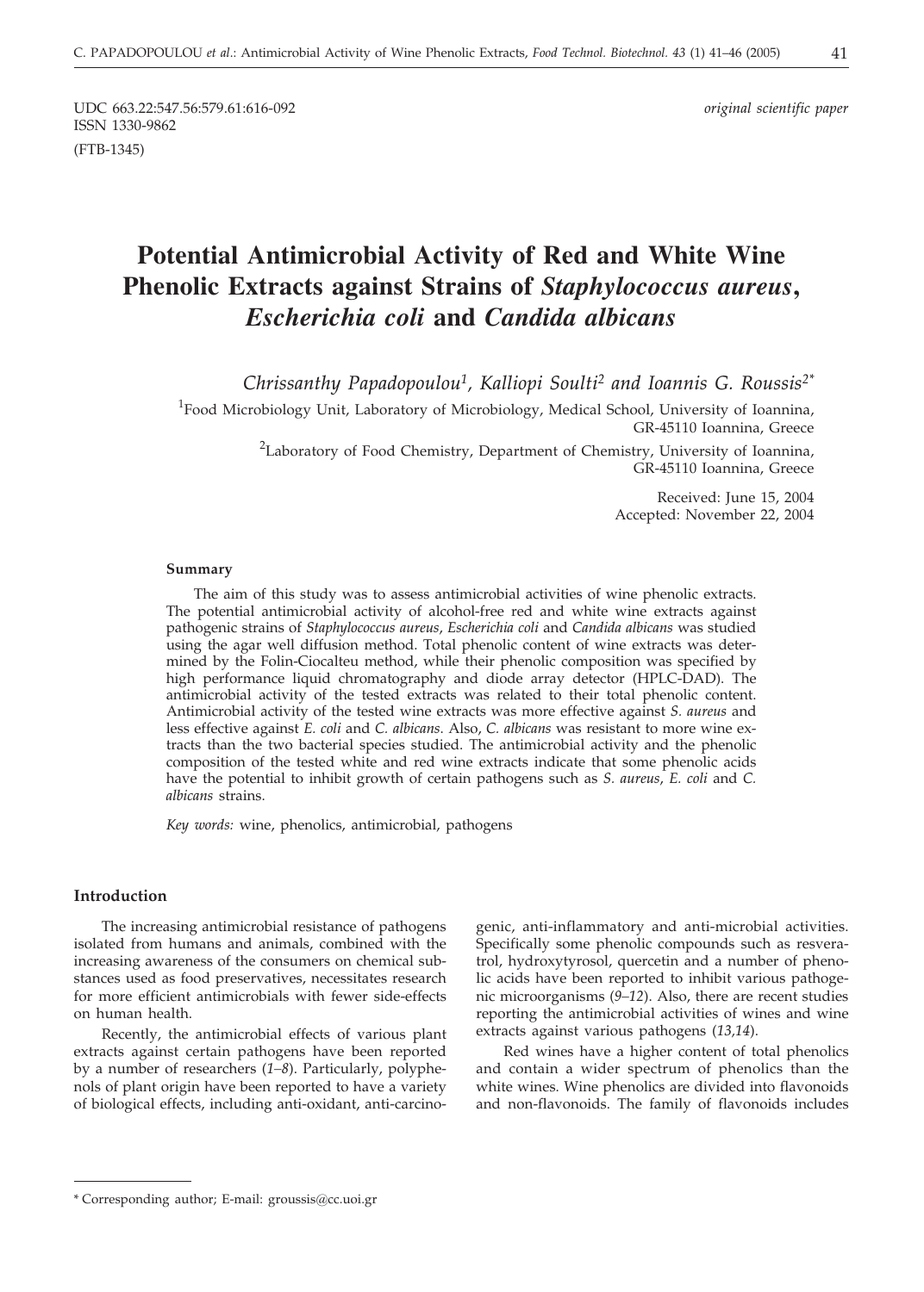UDC 663.22:547.56:579.61:616-092

ISSN 1330-9862

(FTB-1345)

*original scientific paper*

# Potential Antimicrobial Activity of Red and White Wine Phenolic Extracts against Strains of *Staphylococcus aureus*, *Escherichia coli* and *Candida albicans*

*Chrissanthy Papadopoulou*[1], *Kalliopi Soulti*[2] *and Ioannis G. Roussis*[2*]

[1]Food Microbiology Unit, Laboratory of Microbiology, Medical School, University of Ioannina, GR-45110 Ioannina, Greece

[2]Laboratory of Food Chemistry, Department of Chemistry, University of Ioannina, GR-45110 Ioannina, Greece

Received: June 15, 2004

Accepted: November 22, 2004

#### Summary

The aim of this study was to assess antimicrobial activities of wine phenolic extracts. The potential antimicrobial activity of alcohol-free red and white wine extracts against pathogenic strains of *Staphylococcus aureus*, *Escherichia coli* and *Candida albicans* was studied using the agar well diffusion method. Total phenolic content of wine extracts was determined by the Folin-Ciocalteu method, while their phenolic composition was specified by high performance liquid chromatography and diode array detector (HPLC-DAD). The antimicrobial activity of the tested extracts was related to their total phenolic content. Antimicrobial activity of the tested wine extracts was more effective against *S. aureus* and less effective against *E. coli* and *C. albicans*. Also, *C. albicans* was resistant to more wine extracts than the two bacterial species studied. The antimicrobial activity and the phenolic composition of the tested white and red wine extracts indicate that some phenolic acids have the potential to inhibit growth of certain pathogens such as *S. aureus*, *E. coli* and *C. albicans* strains.

*Key words:* wine, phenolics, antimicrobial, pathogens

## Introduction

The increasing antimicrobial resistance of pathogens isolated from humans and animals, combined with the increasing awareness of the consumers on chemical substances used as food preservatives, necessitates research for more efficient antimicrobials with fewer side-effects on human health.

Recently, the antimicrobial effects of various plant extracts against certain pathogens have been reported by a number of researchers (*1–8*). Particularly, polyphenols of plant origin have been reported to have a variety of biological effects, including anti-oxidant, anti-carcinogenic, anti-inflammatory and anti-microbial activities. Specifically some phenolic compounds such as resveratrol, hydroxytyrosol, quercetin and a number of phenolic acids have been reported to inhibit various pathogenic microorganisms (*9–12*). Also, there are recent studies reporting the antimicrobial activities of wines and wine extracts against various pathogens (*13,14*).

Red wines have a higher content of total phenolics and contain a wider spectrum of phenolics than the white wines. Wine phenolics are divided into flavonoids and non-flavonoids. The family of flavonoids includes

\* Corresponding author; E-mail: groussis@cc.uoi.gr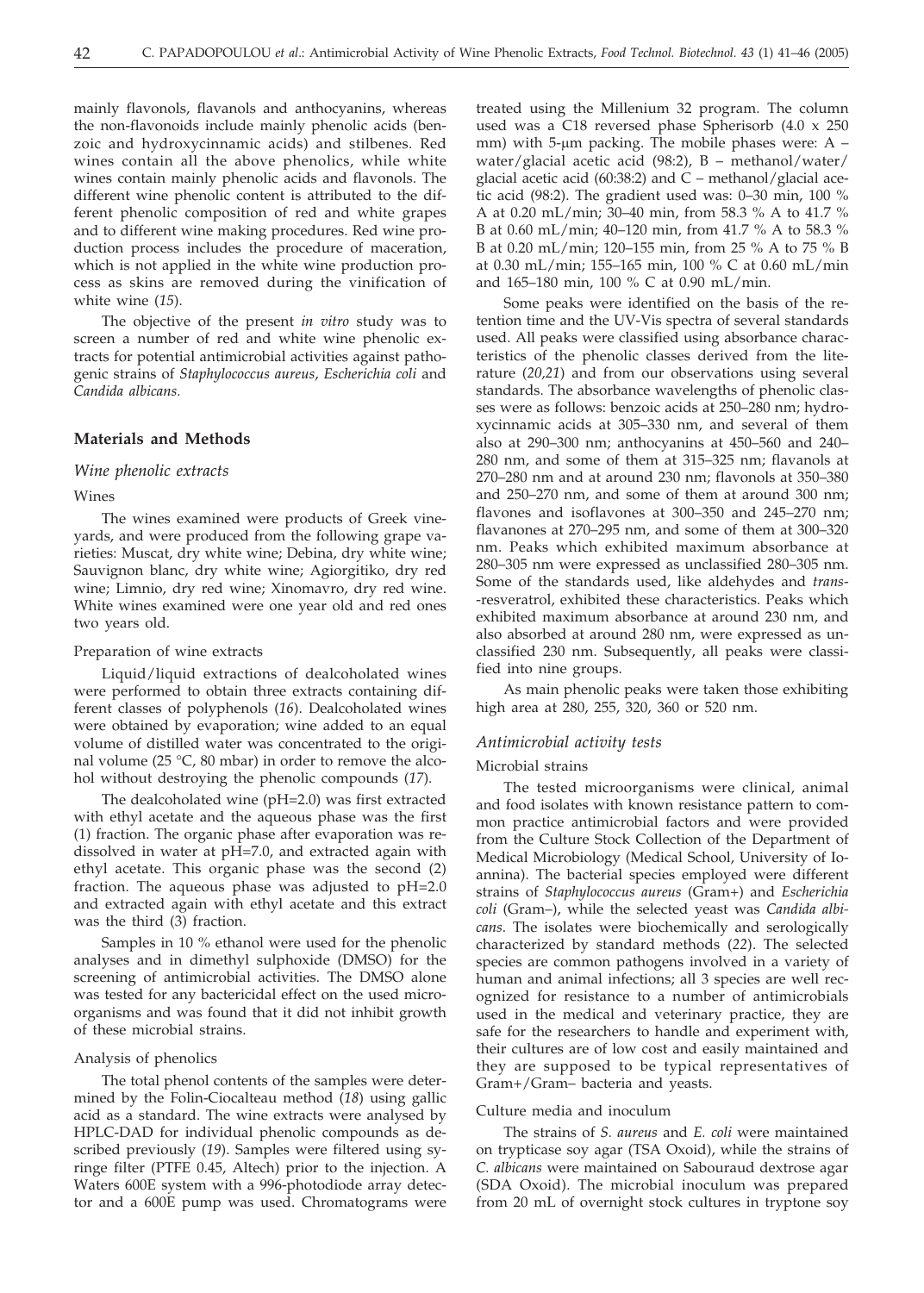mainly flavonols, flavanols and anthocyanins, whereas the non-flavonoids include mainly phenolic acids (benzoic and hydroxycinnamic acids) and stilbenes. Red wines contain all the above phenolics, while white wines contain mainly phenolic acids and flavonols. The different wine phenolic content is attributed to the different phenolic composition of red and white grapes and to different wine making procedures. Red wine production process includes the procedure of maceration, which is not applied in the white wine production process as skins are removed during the vinification of white wine (*15*).

The objective of the present *in vitro* study was to screen a number of red and white wine phenolic extracts for potential antimicrobial activities against pathogenic strains of *Staphylococcus aureus*, *Escherichia coli* and *Candida albicans.*

## Materials and Methods

### *Wine phenolic extracts*

#### Wines

The wines examined were products of Greek vineyards, and were produced from the following grape varieties: Muscat, dry white wine; Debina, dry white wine; Sauvignon blanc, dry white wine; Agiorgitiko, dry red wine; Limnio, dry red wine; Xinomavro, dry red wine. White wines examined were one year old and red ones two years old.

#### Preparation of wine extracts

Liquid/liquid extractions of dealcoholated wines were performed to obtain three extracts containing different classes of polyphenols (*16*). Dealcoholated wines were obtained by evaporation; wine added to an equal volume of distilled water was concentrated to the original volume (25 °C, 80 mbar) in order to remove the alcohol without destroying the phenolic compounds (*17*).

The dealcoholated wine (pH=2.0) was first extracted with ethyl acetate and the aqueous phase was the first (1) fraction. The organic phase after evaporation was redissolved in water at pH=7.0, and extracted again with ethyl acetate. This organic phase was the second (2) fraction. The aqueous phase was adjusted to pH=2.0 and extracted again with ethyl acetate and this extract was the third (3) fraction.

Samples in 10 % ethanol were used for the phenolic analyses and in dimethyl sulphoxide (DMSO) for the screening of antimicrobial activities. The DMSO alone was tested for any bactericidal effect on the used microorganisms and was found that it did not inhibit growth of these microbial strains.

#### Analysis of phenolics

The total phenol contents of the samples were determined by the Folin-Ciocalteau method (*18*) using gallic acid as a standard. The wine extracts were analysed by HPLC-DAD for individual phenolic compounds as described previously (*19*). Samples were filtered using syringe filter (PTFE 0.45, Altech) prior to the injection. A Waters 600E system with a 996-photodiode array detector and a 600E pump was used. Chromatograms were treated using the Millenium 32 program. The column used was a C18 reversed phase Spherisorb (4.0 x 250 mm) with 5-µm packing. The mobile phases were: A – water/glacial acetic acid (98:2), B – methanol/water/glacial acetic acid (60:38:2) and C – methanol/glacial acetic acid (98:2). The gradient used was: 0–30 min, 100 % A at 0.20 mL/min; 30–40 min, from 58.3 % A to 41.7 % B at 0.60 mL/min; 40–120 min, from 41.7 % A to 58.3 % B at 0.20 mL/min; 120–155 min, from 25 % A to 75 % B at 0.30 mL/min; 155–165 min, 100 % C at 0.60 mL/min and 165–180 min, 100 % C at 0.90 mL/min.

Some peaks were identified on the basis of the retention time and the UV-Vis spectra of several standards used. All peaks were classified using absorbance characteristics of the phenolic classes derived from the literature (*20,21*) and from our observations using several standards. The absorbance wavelengths of phenolic classes were as follows: benzoic acids at 250–280 nm; hydroxycinnamic acids at 305–330 nm, and several of them also at 290–300 nm; anthocyanins at 450–560 and 240–280 nm, and some of them at 315–325 nm; flavanols at 270–280 nm and at around 230 nm; flavonols at 350–380 and 250–270 nm, and some of them at around 300 nm; flavones and isoflavones at 300–350 and 245–270 nm; flavanones at 270–295 nm, and some of them at 300–320 nm. Peaks which exhibited maximum absorbance at 280–305 nm were expressed as unclassified 280–305 nm. Some of the standards used, like aldehydes and *trans*-resveratrol, exhibited these characteristics. Peaks which exhibited maximum absorbance at around 230 nm, and also absorbed at around 280 nm, were expressed as unclassified 230 nm. Subsequently, all peaks were classified into nine groups.

As main phenolic peaks were taken those exhibiting high area at 280, 255, 320, 360 or 520 nm.

### *Antimicrobial activity tests*

#### Microbial strains

The tested microorganisms were clinical, animal and food isolates with known resistance pattern to common practice antimicrobial factors and were provided from the Culture Stock Collection of the Department of Medical Microbiology (Medical School, University of Ioannina). The bacterial species employed were different strains of *Staphylococcus aureus* (Gram+) and *Escherichia coli* (Gram–), while the selected yeast was *Candida albicans.* The isolates were biochemically and serologically characterized by standard methods (*22*). The selected species are common pathogens involved in a variety of human and animal infections; all 3 species are well recognized for resistance to a number of antimicrobials used in the medical and veterinary practice, they are safe for the researchers to handle and experiment with, their cultures are of low cost and easily maintained and they are supposed to be typical representatives of Gram+/Gram– bacteria and yeasts.

#### Culture media and inoculum

The strains of *S. aureus* and *E. coli* were maintained on trypticase soy agar (TSA Oxoid), while the strains of *C. albicans* were maintained on Sabouraud dextrose agar (SDA Oxoid). The microbial inoculum was prepared from 20 mL of overnight stock cultures in tryptone soy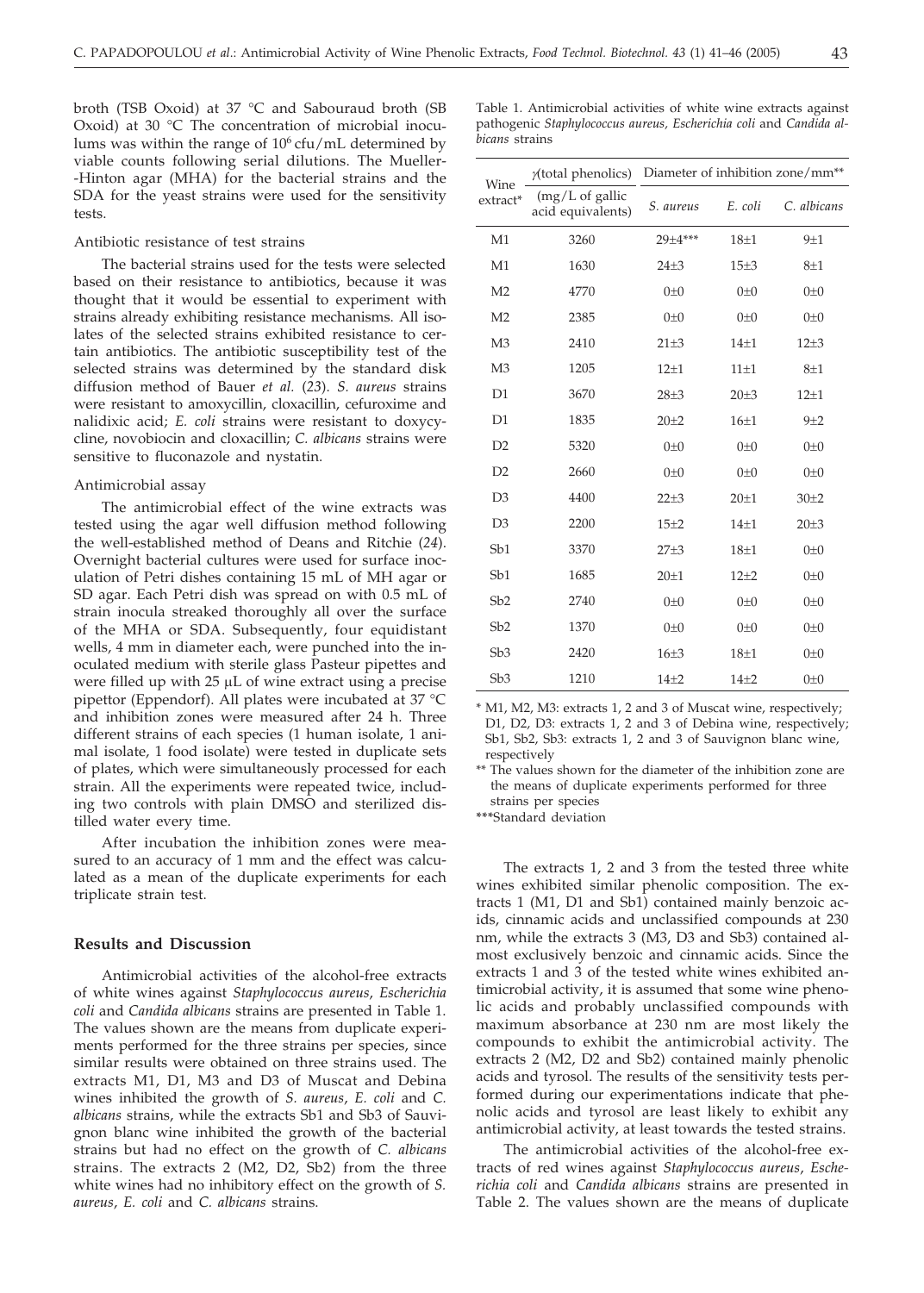broth (TSB Oxoid) at 37 °C and Sabouraud broth (SB Oxoid) at 30 °C The concentration of microbial inoculums was within the range of $10^6$ cfu/mL determined by viable counts following serial dilutions. The Mueller-Hinton agar (MHA) for the bacterial strains and the SDA for the yeast strains were used for the sensitivity tests.

### Antibiotic resistance of test strains

The bacterial strains used for the tests were selected based on their resistance to antibiotics, because it was thought that it would be essential to experiment with strains already exhibiting resistance mechanisms. All isolates of the selected strains exhibited resistance to certain antibiotics. The antibiotic susceptibility test of the selected strains was determined by the standard disk diffusion method of Bauer *et al.* (*23*). *S. aureus* strains were resistant to amoxycillin, cloxacillin, cefuroxime and nalidixic acid; *E. coli* strains were resistant to doxycycline, novobiocin and cloxacillin; *C. albicans* strains were sensitive to fluconazole and nystatin.

### Antimicrobial assay

The antimicrobial effect of the wine extracts was tested using the agar well diffusion method following the well-established method of Deans and Ritchie (*24*). Overnight bacterial cultures were used for surface inoculation of Petri dishes containing 15 mL of MH agar or SD agar. Each Petri dish was spread on with 0.5 mL of strain inocula streaked thoroughly all over the surface of the MHA or SDA. Subsequently, four equidistant wells, 4 mm in diameter each, were punched into the inoculated medium with sterile glass Pasteur pipettes and were filled up with 25 μL of wine extract using a precise pipettor (Eppendorf). All plates were incubated at 37 °C and inhibition zones were measured after 24 h. Three different strains of each species (1 human isolate, 1 animal isolate, 1 food isolate) were tested in duplicate sets of plates, which were simultaneously processed for each strain. All the experiments were repeated twice, including two controls with plain DMSO and sterilized distilled water every time.

After incubation the inhibition zones were measured to an accuracy of 1 mm and the effect was calculated as a mean of the duplicate experiments for each triplicate strain test.

## Results and Discussion

Antimicrobial activities of the alcohol-free extracts of white wines against *Staphylococcus aureus*, *Escherichia coli* and *Candida albicans* strains are presented in Table 1. The values shown are the means from duplicate experiments performed for the three strains per species, since similar results were obtained on three strains used. The extracts M1, D1, M3 and D3 of Muscat and Debina wines inhibited the growth of *S. aureus*, *E. coli* and *C. albicans* strains, while the extracts Sb1 and Sb3 of Sauvignon blanc wine inhibited the growth of the bacterial strains but had no effect on the growth of *C. albicans* strains. The extracts 2 (M2, D2, Sb2) from the three white wines had no inhibitory effect on the growth of *S. aureus*, *E. coli* and *C. albicans* strains.

Table 1. Antimicrobial activities of white wine extracts against pathogenic *Staphylococcus aureus*, *Escherichia coli* and *Candida albicans* strains

| Wine extract* | $\gamma$(total phenolics) (mg/L of gallic acid equivalents) | Diameter of inhibition zone/mm** | | |
|---|---|---|---|---|
| | | *S. aureus* | *E. coli* | *C. albicans* |
| M1 | 3260 | 29±4*** | 18±1 | 9±1 |
| M1 | 1630 | 24±3 | 15±3 | 8±1 |
| M2 | 4770 | 0±0 | 0±0 | 0±0 |
| M2 | 2385 | 0±0 | 0±0 | 0±0 |
| M3 | 2410 | 21±3 | 14±1 | 12±3 |
| M3 | 1205 | 12±1 | 11±1 | 8±1 |
| D1 | 3670 | 28±3 | 20±3 | 12±1 |
| D1 | 1835 | 20±2 | 16±1 | 9±2 |
| D2 | 5320 | 0±0 | 0±0 | 0±0 |
| D2 | 2660 | 0±0 | 0±0 | 0±0 |
| D3 | 4400 | 22±3 | 20±1 | 30±2 |
| D3 | 2200 | 15±2 | 14±1 | 20±3 |
| Sb1 | 3370 | 27±3 | 18±1 | 0±0 |
| Sb1 | 1685 | 20±1 | 12±2 | 0±0 |
| Sb2 | 2740 | 0±0 | 0±0 | 0±0 |
| Sb2 | 1370 | 0±0 | 0±0 | 0±0 |
| Sb3 | 2420 | 16±3 | 18±1 | 0±0 |
| Sb3 | 1210 | 14±2 | 14±2 | 0±0 |

\* M1, M2, M3: extracts 1, 2 and 3 of Muscat wine, respectively; D1, D2, D3: extracts 1, 2 and 3 of Debina wine, respectively; Sb1, Sb2, Sb3: extracts 1, 2 and 3 of Sauvignon blanc wine, respectively

\*\* The values shown for the diameter of the inhibition zone are the means of duplicate experiments performed for three strains per species

\*\*\*Standard deviation

The extracts 1, 2 and 3 from the tested three white wines exhibited similar phenolic composition. The extracts 1 (M1, D1 and Sb1) contained mainly benzoic acids, cinnamic acids and unclassified compounds at 230 nm, while the extracts 3 (M3, D3 and Sb3) contained almost exclusively benzoic and cinnamic acids. Since the extracts 1 and 3 of the tested white wines exhibited antimicrobial activity, it is assumed that some wine phenolic acids and probably unclassified compounds with maximum absorbance at 230 nm are most likely the compounds to exhibit the antimicrobial activity. The extracts 2 (M2, D2 and Sb2) contained mainly phenolic acids and tyrosol. The results of the sensitivity tests performed during our experimentations indicate that phenolic acids and tyrosol are least likely to exhibit any antimicrobial activity, at least towards the tested strains.

The antimicrobial activities of the alcohol-free extracts of red wines against *Staphylococcus aureus*, *Escherichia coli* and *Candida albicans* strains are presented in Table 2. The values shown are the means of duplicate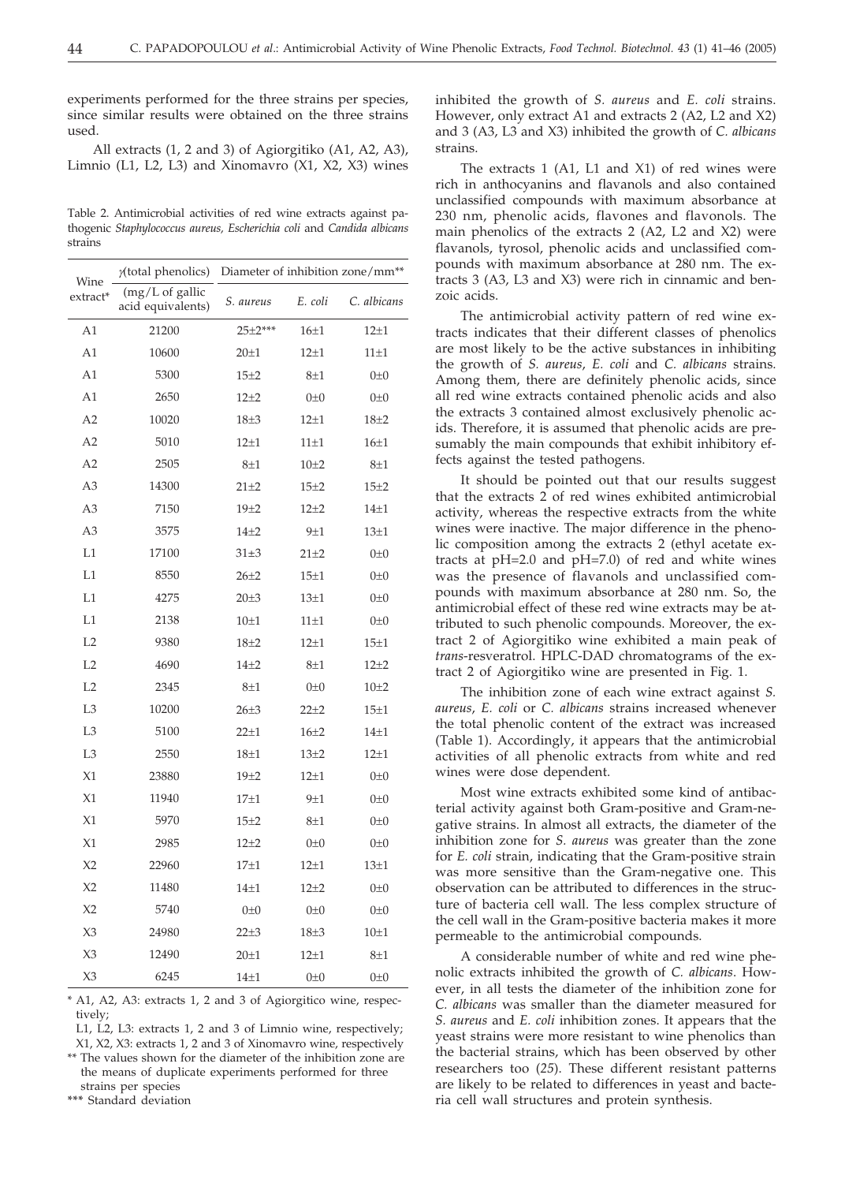experiments performed for the three strains per species, since similar results were obtained on the three strains used.

All extracts (1, 2 and 3) of Agiorgitiko (A1, A2, A3), Limnio (L1, L2, L3) and Xinomavro (X1, X2, X3) wines inhibited the growth of *S. aureus* and *E. coli* strains. However, only extract A1 and extracts 2 (A2, L2 and X2) and 3 (A3, L3 and X3) inhibited the growth of *C. albicans* strains.

Table 2. Antimicrobial activities of red wine extracts against pathogenic *Staphylococcus aureus*, *Escherichia coli* and *Candida albicans* strains

| Wine extract* | $\gamma$(total phenolics) (mg/L of gallic acid equivalents) | Diameter of inhibition zone/mm** | | |
|---|---|---|---|---|
| | | *S. aureus* | *E. coli* | *C. albicans* |
| A1 | 21200 | 25±2*** | 16±1 | 12±1 |
| A1 | 10600 | 20±1 | 12±1 | 11±1 |
| A1 | 5300 | 15±2 | 8±1 | 0±0 |
| A1 | 2650 | 12±2 | 0±0 | 0±0 |
| A2 | 10020 | 18±3 | 12±1 | 18±2 |
| A2 | 5010 | 12±1 | 11±1 | 16±1 |
| A2 | 2505 | 8±1 | 10±2 | 8±1 |
| A3 | 14300 | 21±2 | 15±2 | 15±2 |
| A3 | 7150 | 19±2 | 12±2 | 14±1 |
| A3 | 3575 | 14±2 | 9±1 | 13±1 |
| L1 | 17100 | 31±3 | 21±2 | 0±0 |
| L1 | 8550 | 26±2 | 15±1 | 0±0 |
| L1 | 4275 | 20±3 | 13±1 | 0±0 |
| L1 | 2138 | 10±1 | 11±1 | 0±0 |
| L2 | 9380 | 18±2 | 12±1 | 15±1 |
| L2 | 4690 | 14±2 | 8±1 | 12±2 |
| L2 | 2345 | 8±1 | 0±0 | 10±2 |
| L3 | 10200 | 26±3 | 22±2 | 15±1 |
| L3 | 5100 | 22±1 | 16±2 | 14±1 |
| L3 | 2550 | 18±1 | 13±2 | 12±1 |
| X1 | 23880 | 19±2 | 12±1 | 0±0 |
| X1 | 11940 | 17±1 | 9±1 | 0±0 |
| X1 | 5970 | 15±2 | 8±1 | 0±0 |
| X1 | 2985 | 12±2 | 0±0 | 0±0 |
| X2 | 22960 | 17±1 | 12±1 | 13±1 |
| X2 | 11480 | 14±1 | 12±2 | 0±0 |
| X2 | 5740 | 0±0 | 0±0 | 0±0 |
| X3 | 24980 | 22±3 | 18±3 | 10±1 |
| X3 | 12490 | 20±1 | 12±1 | 8±1 |
| X3 | 6245 | 14±1 | 0±0 | 0±0 |

\* A1, A2, A3: extracts 1, 2 and 3 of Agiorgitico wine, respectively;
L1, L2, L3: extracts 1, 2 and 3 of Limnio wine, respectively;
X1, X2, X3: extracts 1, 2 and 3 of Xinomavro wine, respectively

** The values shown for the diameter of the inhibition zone are the means of duplicate experiments performed for three strains per species

*** Standard deviation

The extracts 1 (A1, L1 and X1) of red wines were rich in anthocyanins and flavanols and also contained unclassified compounds with maximum absorbance at 230 nm, phenolic acids, flavones and flavonols. The main phenolics of the extracts 2 (A2, L2 and X2) were flavanols, tyrosol, phenolic acids and unclassified compounds with maximum absorbance at 280 nm. The extracts 3 (A3, L3 and X3) were rich in cinnamic and benzoic acids.

The antimicrobial activity pattern of red wine extracts indicates that their different classes of phenolics are most likely to be the active substances in inhibiting the growth of *S. aureus*, *E. coli* and *C. albicans* strains. Among them, there are definitely phenolic acids, since all red wine extracts contained phenolic acids and also the extracts 3 contained almost exclusively phenolic acids. Therefore, it is assumed that phenolic acids are presumably the main compounds that exhibit inhibitory effects against the tested pathogens.

It should be pointed out that our results suggest that the extracts 2 of red wines exhibited antimicrobial activity, whereas the respective extracts from the white wines were inactive. The major difference in the phenolic composition among the extracts 2 (ethyl acetate extracts at pH=2.0 and pH=7.0) of red and white wines was the presence of flavanols and unclassified compounds with maximum absorbance at 280 nm. So, the antimicrobial effect of these red wine extracts may be attributed to such phenolic compounds. Moreover, the extract 2 of Agiorgitiko wine exhibited a main peak of *trans*-resveratrol. HPLC-DAD chromatograms of the extract 2 of Agiorgitiko wine are presented in Fig. 1.

The inhibition zone of each wine extract against *S. aureus*, *E. coli* or *C. albicans* strains increased whenever the total phenolic content of the extract was increased (Table 1). Accordingly, it appears that the antimicrobial activities of all phenolic extracts from white and red wines were dose dependent.

Most wine extracts exhibited some kind of antibacterial activity against both Gram-positive and Gram-negative strains. In almost all extracts, the diameter of the inhibition zone for *S. aureus* was greater than the zone for *E. coli* strain, indicating that the Gram-positive strain was more sensitive than the Gram-negative one. This observation can be attributed to differences in the structure of bacteria cell wall. The less complex structure of the cell wall in the Gram-positive bacteria makes it more permeable to the antimicrobial compounds.

A considerable number of white and red wine phenolic extracts inhibited the growth of *C. albicans*. However, in all tests the diameter of the inhibition zone for *C. albicans* was smaller than the diameter measured for *S. aureus* and *E. coli* inhibition zones. It appears that the yeast strains were more resistant to wine phenolics than the bacterial strains, which has been observed by other researchers too (*25*). These different resistant patterns are likely to be related to differences in yeast and bacteria cell wall structures and protein synthesis.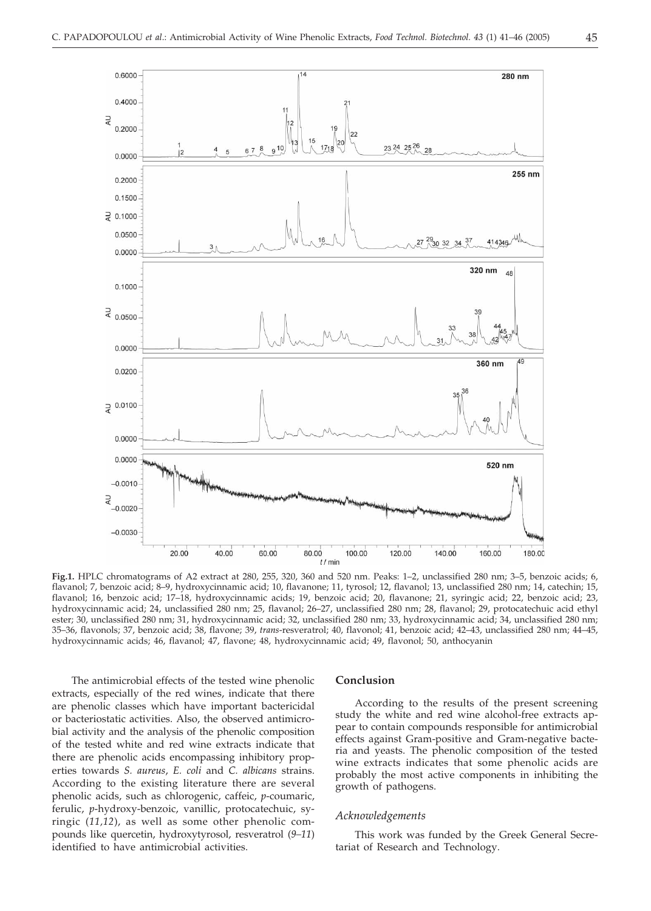**Fig.1.** HPLC chromatograms of A2 extract at 280, 255, 320, 360 and 520 nm. Peaks: 1–2, unclassified 280 nm; 3–5, benzoic acids; 6, flavanol; 7, benzoic acid; 8–9, hydroxycinnamic acid; 10, flavanone; 11, tyrosol; 12, flavanol; 13, unclassified 280 nm; 14, catechin; 15, flavanol; 16, benzoic acid; 17–18, hydroxycinnamic acids; 19, benzoic acid; 20, flavanone; 21, syringic acid; 22, benzoic acid; 23, hydroxycinnamic acid; 24, unclassified 280 nm; 25, flavanol; 26–27, unclassified 280 nm; 28, flavanol; 29, protocatechuic acid ethyl ester; 30, unclassified 280 nm; 31, hydroxycinnamic acid; 32, unclassified 280 nm; 33, hydroxycinnamic acid; 34, unclassified 280 nm; 35–36, flavonols; 37, benzoic acid; 38, flavone; 39, *trans*-resveratrol; 40, flavonol; 41, benzoic acid; 42–43, unclassified 280 nm; 44–45, hydroxycinnamic acids; 46, flavanol; 47, flavone; 48, hydroxycinnamic acid; 49, flavonol; 50, anthocyanin

The antimicrobial effects of the tested wine phenolic extracts, especially of the red wines, indicate that there are phenolic classes which have important bactericidal or bacteriostatic activities. Also, the observed antimicrobial activity and the analysis of the phenolic composition of the tested white and red wine extracts indicate that there are phenolic acids encompassing inhibitory properties towards *S. aureus*, *E. coli* and *C. albicans* strains. According to the existing literature there are several phenolic acids, such as chlorogenic, caffeic, *p*-coumaric, ferulic, *p*-hydroxy-benzoic, vanillic, protocatechuic, syringic (*11,12*), as well as some other phenolic compounds like quercetin, hydroxytyrosol, resveratrol (*9–11*) identified to have antimicrobial activities.

## Conclusion

According to the results of the present screening study the white and red wine alcohol-free extracts appear to contain compounds responsible for antimicrobial effects against Gram-positive and Gram-negative bacteria and yeasts. The phenolic composition of the tested wine extracts indicates that some phenolic acids are probably the most active components in inhibiting the growth of pathogens.

### *Acknowledgements*

This work was funded by the Greek General Secretariat of Research and Technology.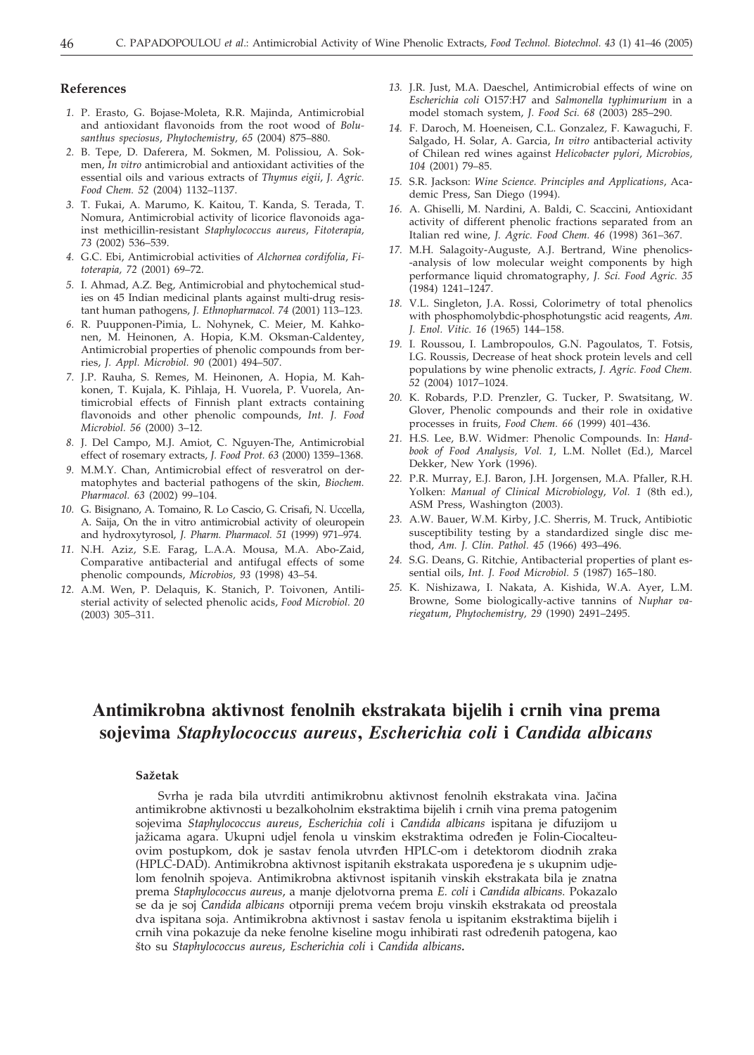## References

1. P. Erasto, G. Bojase-Moleta, R.R. Majinda, Antimicrobial and antioxidant flavonoids from the root wood of *Bolusanthus speciosus*, *Phytochemistry, 65* (2004) 875–880.
2. B. Tepe, D. Daferera, M. Sokmen, M. Polissiou, A. Sokmen, *In vitro* antimicrobial and antioxidant activities of the essential oils and various extracts of *Thymus eigii*, *J. Agric. Food Chem. 52* (2004) 1132–1137.
3. T. Fukai, A. Marumo, K. Kaitou, T. Kanda, S. Terada, T. Nomura, Antimicrobial activity of licorice flavonoids against methicillin-resistant *Staphylococcus aureus*, *Fitoterapia, 73* (2002) 536–539.
4. G.C. Ebi, Antimicrobial activities of *Alchornea cordifolia*, *Fitoterapia, 72* (2001) 69–72.
5. I. Ahmad, A.Z. Beg, Antimicrobial and phytochemical studies on 45 Indian medicinal plants against multi-drug resistant human pathogens, *J. Ethnopharmacol. 74* (2001) 113–123.
6. R. Puupponen-Pimia, L. Nohynek, C. Meier, M. Kahkonen, M. Heinonen, A. Hopia, K.M. Oksman-Caldentey, Antimicrobial properties of phenolic compounds from berries, *J. Appl. Microbiol. 90* (2001) 494–507.
7. J.P. Rauha, S. Remes, M. Heinonen, A. Hopia, M. Kahkonen, T. Kujala, K. Pihlaja, H. Vuorela, P. Vuorela, Antimicrobial effects of Finnish plant extracts containing flavonoids and other phenolic compounds, *Int. J. Food Microbiol. 56* (2000) 3–12.
8. J. Del Campo, M.J. Amiot, C. Nguyen-The, Antimicrobial effect of rosemary extracts, *J. Food Prot. 63* (2000) 1359–1368.
9. M.M.Y. Chan, Antimicrobial effect of resveratrol on dermatophytes and bacterial pathogens of the skin, *Biochem. Pharmacol. 63* (2002) 99–104.
10. G. Bisignano, A. Tomaino, R. Lo Cascio, G. Crisafi, N. Uccella, A. Saija, On the in vitro antimicrobial activity of oleuropein and hydroxytyrosol, *J. Pharm. Pharmacol. 51* (1999) 971–974.
11. N.H. Aziz, S.E. Farag, L.A.A. Mousa, M.A. Abo-Zaid, Comparative antibacterial and antifugal effects of some phenolic compounds, *Microbios, 93* (1998) 43–54.
12. A.M. Wen, P. Delaquis, K. Stanich, P. Toivonen, Antilisterial activity of selected phenolic acids, *Food Microbiol. 20* (2003) 305–311.
13. J.R. Just, M.A. Daeschel, Antimicrobial effects of wine on *Escherichia coli* O157:H7 and *Salmonella typhimurium* in a model stomach system, *J. Food Sci. 68* (2003) 285–290.
14. F. Daroch, M. Hoeneisen, C.L. Gonzalez, F. Kawaguchi, F. Salgado, H. Solar, A. Garcia, *In vitro* antibacterial activity of Chilean red wines against *Helicobacter pylori*, *Microbios, 104* (2001) 79–85.
15. S.R. Jackson: *Wine Science. Principles and Applications*, Academic Press, San Diego (1994).
16. A. Ghiselli, M. Nardini, A. Baldi, C. Scaccini, Antioxidant activity of different phenolic fractions separated from an Italian red wine, *J. Agric. Food Chem. 46* (1998) 361–367.
17. M.H. Salagoity-Auguste, A.J. Bertrand, Wine phenolics--analysis of low molecular weight components by high performance liquid chromatography, *J. Sci. Food Agric. 35* (1984) 1241–1247.
18. V.L. Singleton, J.A. Rossi, Colorimetry of total phenolics with phosphomolybdic-phosphotungstic acid reagents, *Am. J. Enol. Vitic. 16* (1965) 144–158.
19. I. Roussou, I. Lambropoulos, G.N. Pagoulatos, T. Fotsis, I.G. Roussis, Decrease of heat shock protein levels and cell populations by wine phenolic extracts, *J. Agric. Food Chem. 52* (2004) 1017–1024.
20. K. Robards, P.D. Prenzler, G. Tucker, P. Swatsitang, W. Glover, Phenolic compounds and their role in oxidative processes in fruits, *Food Chem. 66* (1999) 401–436.
21. H.S. Lee, B.W. Widmer: Phenolic Compounds. In: *Handbook of Food Analysis, Vol. 1*, L.M. Nollet (Ed.), Marcel Dekker, New York (1996).
22. P.R. Murray, E.J. Baron, J.H. Jorgensen, M.A. Pfaller, R.H. Yolken: *Manual of Clinical Microbiology*, *Vol. 1* (8th ed.), ASM Press, Washington (2003).
23. A.W. Bauer, W.M. Kirby, J.C. Sherris, M. Truck, Antibiotic susceptibility testing by a standardized single disc method, *Am. J. Clin. Pathol. 45* (1966) 493–496.
24. S.G. Deans, G. Ritchie, Antibacterial properties of plant essential oils, *Int. J. Food Microbiol. 5* (1987) 165–180.
25. K. Nishizawa, I. Nakata, A. Kishida, W.A. Ayer, L.M. Browne, Some biologically-active tannins of *Nuphar variegatum*, *Phytochemistry, 29* (1990) 2491–2495.

# Antimikrobna aktivnost fenolnih ekstrakata bijelih i crnih vina prema sojevima *Staphylococcus aureus*, *Escherichia coli* i *Candida albicans*

### Sažetak

Svrha je rada bila utvrditi antimikrobnu aktivnost fenolnih ekstrakata vina. Jačina antimikrobne aktivnosti u bezalkoholnim ekstraktima bijelih i crnih vina prema patogenim sojevima *Staphylococcus aureus*, *Escherichia coli* i *Candida albicans* ispitana je difuzijom u jažicama agara. Ukupni udjel fenola u vinskim ekstraktima određen je Folin-Ciocalteuovim postupkom, dok je sastav fenola utvrđen HPLC-om i detektorom diodnih zraka (HPLC-DAD). Antimikrobna aktivnost ispitanih ekstrakata uspoređena je s ukupnim udjelom fenolnih spojeva. Antimikrobna aktivnost ispitanih vinskih ekstrakata bila je znatna prema *Staphylococcus aureus*, a manje djelotvorna prema *E. coli* i *Candida albicans.* Pokazalo se da je soj *Candida albicans* otporniji prema većem broju vinskih ekstrakata od preostala dva ispitana soja. Antimikrobna aktivnost i sastav fenola u ispitanim ekstraktima bijelih i crnih vina pokazuje da neke fenolne kiseline mogu inhibirati rast određenih patogena, kao što su *Staphylococcus aureus*, *Escherichia coli* i *Candida albicans***.**